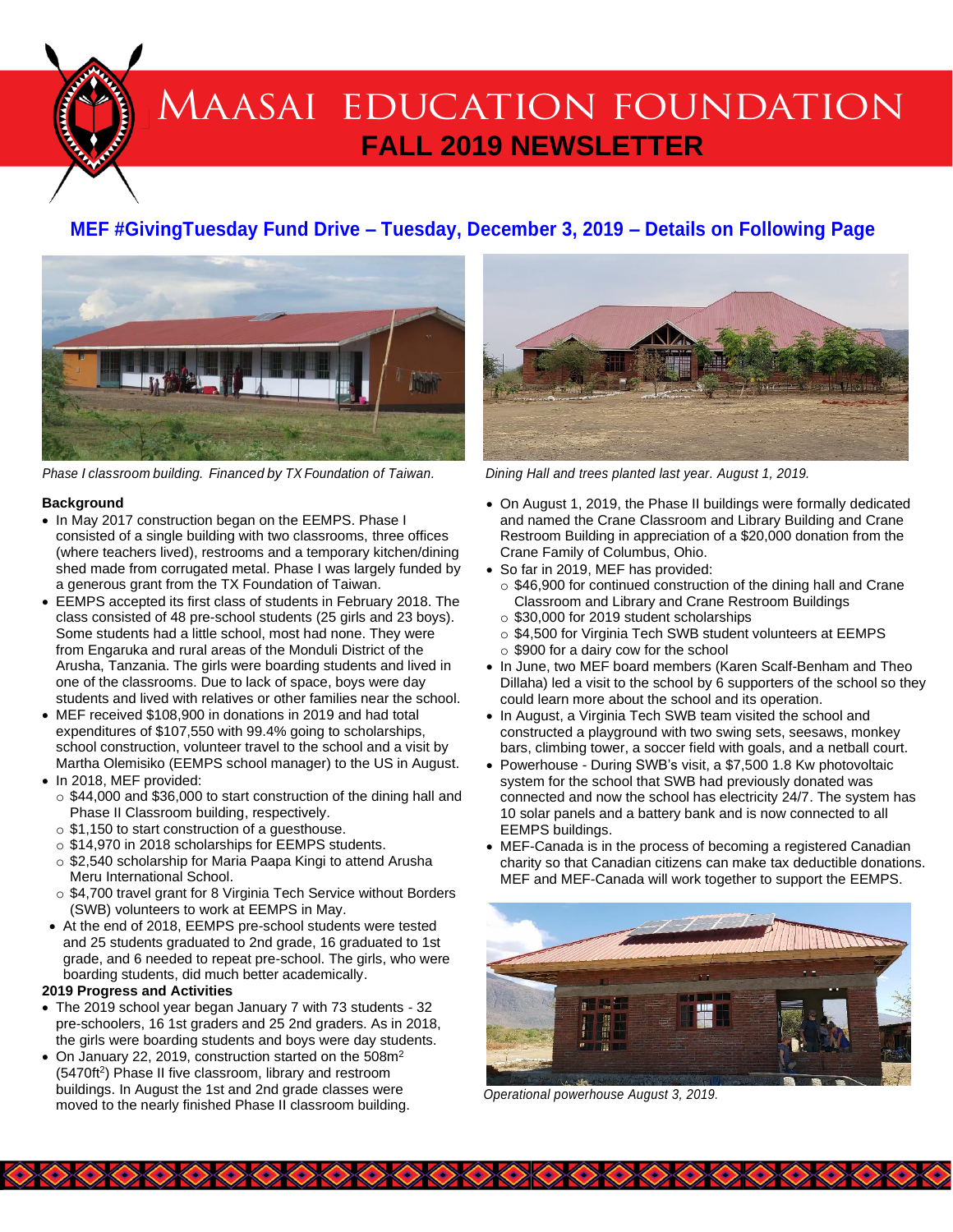# Maasai Education Foundation

## FALL 2019 NEWSLETTER

**MEF #GivingTuesday Fund Drive – Tuesday, December 3, 2019 – Details on Following Page**

*Phase I classroom building. Financed by TX Foundation of Taiwan.*

*Dining Hall and trees planted last year. August 1, 2019.*

### Background

- In May 2017 construction began on the EEMPS. Phase I consisted of a single building with two classrooms, three offices (where teachers lived), restrooms and a temporary kitchen/dining shed made from corrugated metal. Phase I was largely funded by a generous grant from the TX Foundation of Taiwan.
- EEMPS accepted its first class of students in February 2018. The class consisted of 48 pre-school students (25 girls and 23 boys). Some students had a little school, most had none. They were from Engaruka and rural areas of the Monduli District of the Arusha, Tanzania. The girls were boarding students and lived in one of the classrooms. Due to lack of space, boys were day students and lived with relatives or other families near the school.
- MEF received $108,900 in donations in 2019 and had total expenditures of $107,550 with 99.4% going to scholarships, school construction, volunteer travel to the school and a visit by Martha Olemisiko (EEMPS school manager) to the US in August.
- In 2018, MEF provided:
  - $44,000 and $36,000 to start construction of the dining hall and Phase II Classroom building, respectively.
  - $1,150 to start construction of a guesthouse.
  - $14,970 in 2018 scholarships for EEMPS students.
  - $2,540 scholarship for Maria Paapa Kingi to attend Arusha Meru International School.
  - $4,700 travel grant for 8 Virginia Tech Service without Borders (SWB) volunteers to work at EEMPS in May.
- At the end of 2018, EEMPS pre-school students were tested and 25 students graduated to 2nd grade, 16 graduated to 1st grade, and 6 needed to repeat pre-school. The girls, who were boarding students, did much better academically.

### 2019 Progress and Activities

- The 2019 school year began January 7 with 73 students - 32 pre-schoolers, 16 1st graders and 25 2nd graders. As in 2018, the girls were boarding students and boys were day students.
- On January 22, 2019, construction started on the 508m$^2$ (5470ft$^2$) Phase II five classroom, library and restroom buildings. In August the 1st and 2nd grade classes were moved to the nearly finished Phase II classroom building.
- On August 1, 2019, the Phase II buildings were formally dedicated and named the Crane Classroom and Library Building and Crane Restroom Building in appreciation of a $20,000 donation from the Crane Family of Columbus, Ohio.
- So far in 2019, MEF has provided:
  - $46,900 for continued construction of the dining hall and Crane Classroom and Library and Crane Restroom Buildings
  - $30,000 for 2019 student scholarships
  - $4,500 for Virginia Tech SWB student volunteers at EEMPS
  - $900 for a dairy cow for the school
- In June, two MEF board members (Karen Scalf-Benham and Theo Dillaha) led a visit to the school by 6 supporters of the school so they could learn more about the school and its operation.
- In August, a Virginia Tech SWB team visited the school and constructed a playground with two swing sets, seesaws, monkey bars, climbing tower, a soccer field with goals, and a netball court.
- Powerhouse - During SWB's visit, a $7,500 1.8 Kw photovoltaic system for the school that SWB had previously donated was connected and now the school has electricity 24/7. The system has 10 solar panels and a battery bank and is now connected to all EEMPS buildings.
- MEF-Canada is in the process of becoming a registered Canadian charity so that Canadian citizens can make tax deductible donations. MEF and MEF-Canada will work together to support the EEMPS.

*Operational powerhouse August 3, 2019.*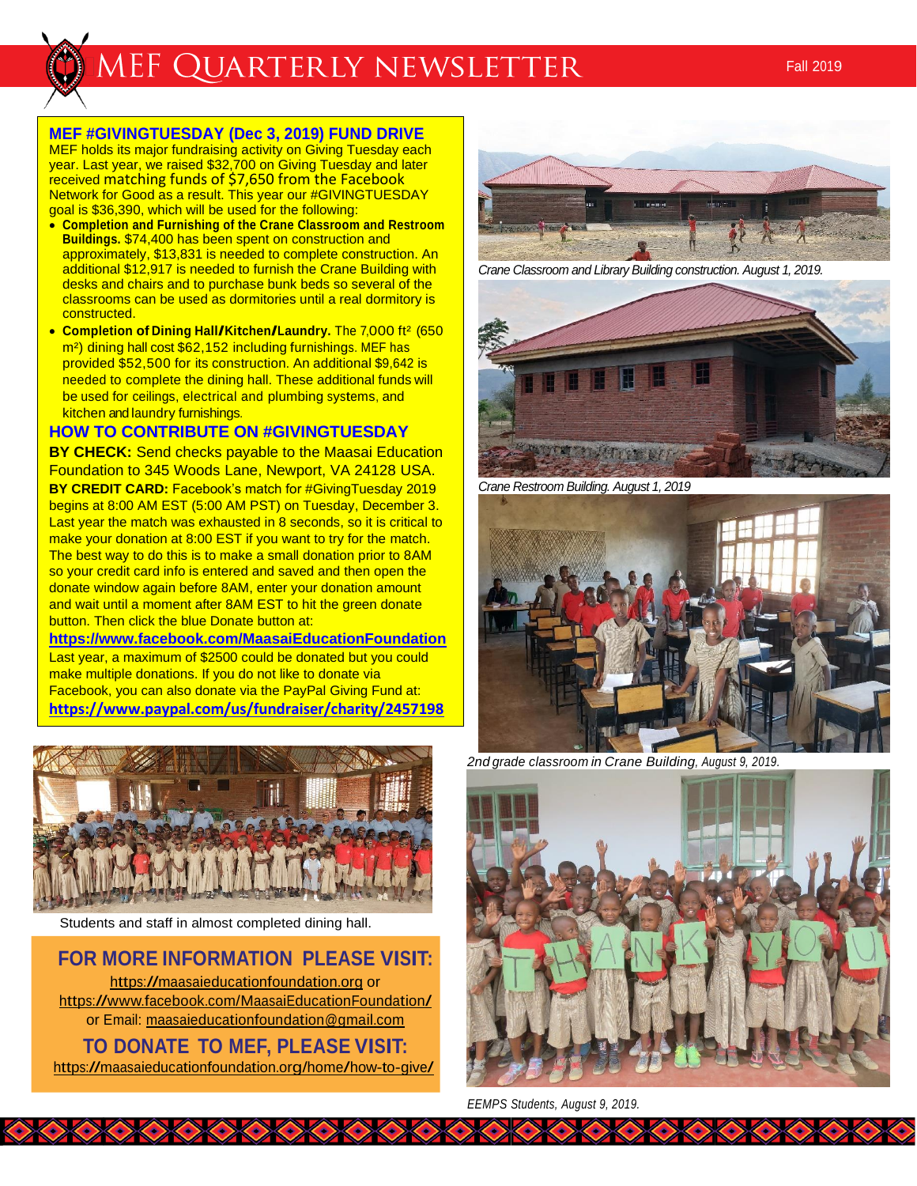# MEF Quarterly Newsletter

Fall 2019

## MEF #GIVINGTUESDAY (Dec 3, 2019) FUND DRIVE

MEF holds its major fundraising activity on Giving Tuesday each year. Last year, we raised $32,700 on Giving Tuesday and later received matching funds of $7,650 from the Facebook Network for Good as a result. This year our #GIVINGTUESDAY goal is $36,390, which will be used for the following:

- **Completion and Furnishing of the Crane Classroom and Restroom Buildings.** $74,400 has been spent on construction and approximately, $13,831 is needed to complete construction. An additional $12,917 is needed to furnish the Crane Building with desks and chairs and to purchase bunk beds so several of the classrooms can be used as dormitories until a real dormitory is constructed.
- **Completion of Dining Hall/Kitchen/Laundry.** The 7,000 ft² (650 m²) dining hall cost $62,152 including furnishings. MEF has provided $52,500 for its construction. An additional $9,642 is needed to complete the dining hall. These additional funds will be used for ceilings, electrical and plumbing systems, and kitchen and laundry furnishings.

## HOW TO CONTRIBUTE ON #GIVINGTUESDAY

**BY CHECK:** Send checks payable to the Maasai Education Foundation to 345 Woods Lane, Newport, VA 24128 USA.

**BY CREDIT CARD:** Facebook's match for #GivingTuesday 2019 begins at 8:00 AM EST (5:00 AM PST) on Tuesday, December 3. Last year the match was exhausted in 8 seconds, so it is critical to make your donation at 8:00 EST if you want to try for the match. The best way to do this is to make a small donation prior to 8AM so your credit card info is entered and saved and then open the donate window again before 8AM, enter your donation amount and wait until a moment after 8AM EST to hit the green donate button. Then click the blue Donate button at:

**https://www.facebook.com/MaasaiEducationFoundation**

Last year, a maximum of $2500 could be donated but you could make multiple donations. If you do not like to donate via Facebook, you can also donate via the PayPal Giving Fund at:

**https://www.paypal.com/us/fundraiser/charity/2457198**

Students and staff in almost completed dining hall.

## FOR MORE INFORMATION PLEASE VISIT:

https://maasaieducationfoundation.org or
https://www.facebook.com/MaasaiEducationFoundation/
or Email: maasaieducationfoundation@gmail.com

## TO DONATE TO MEF, PLEASE VISIT:

https://maasaieducationfoundation.org/home/how-to-give/

*Crane Classroom and Library Building construction. August 1, 2019.*

*Crane Restroom Building. August 1, 2019*

*2nd grade classroom in Crane Building, August 9, 2019.*

*EEMPS Students, August 9, 2019.*